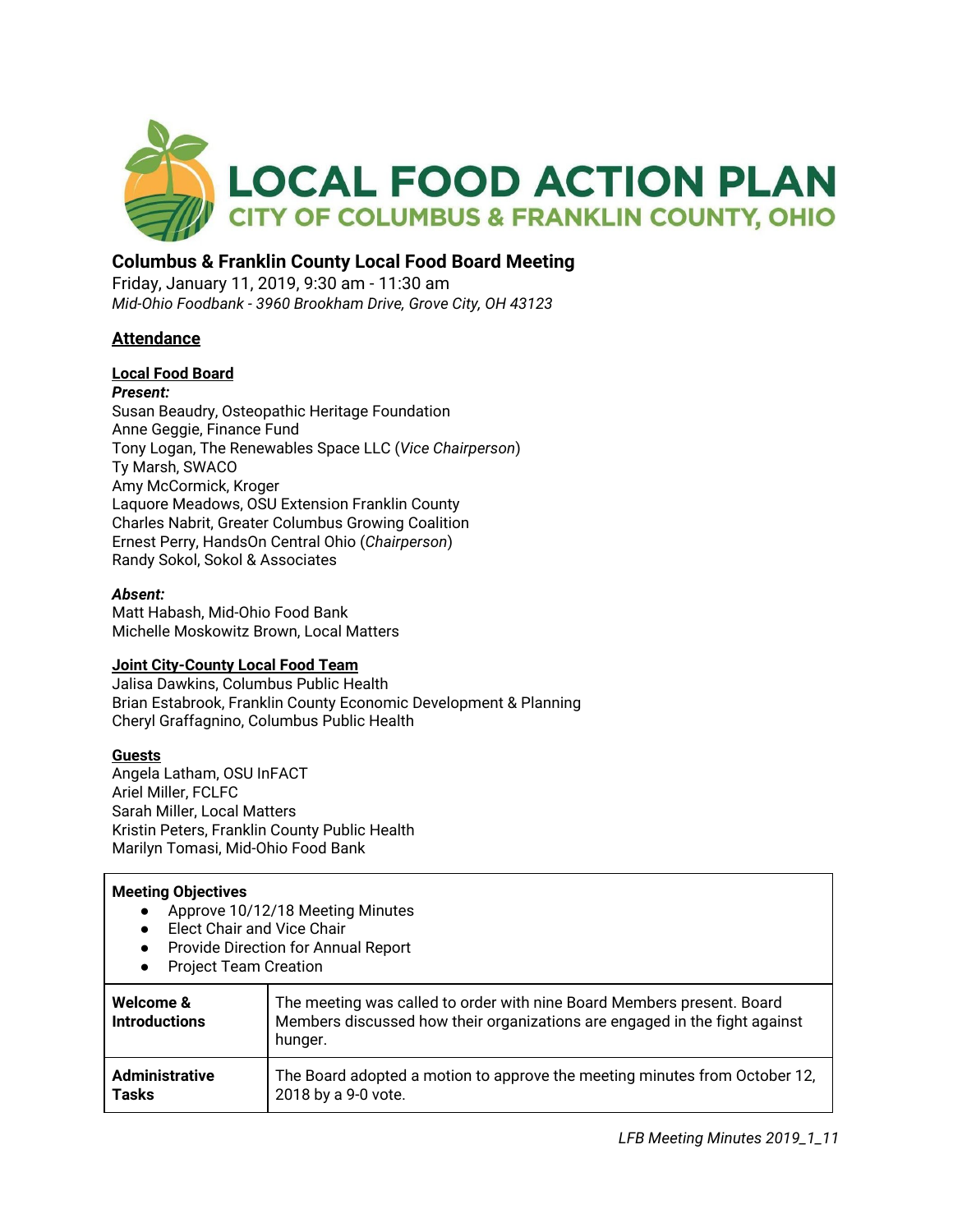# LOCAL FOOD ACTION PLAN

## CITY OF COLUMBUS & FRANKLIN COUNTY, OHIO

## Columbus & Franklin County Local Food Board Meeting

Friday, January 11, 2019, 9:30 am - 11:30 am

*Mid-Ohio Foodbank - 3960 Brookham Drive, Grove City, OH 43123*

### Attendance

**Local Food Board**

***Present:***

Susan Beaudry, Osteopathic Heritage Foundation
Anne Geggie, Finance Fund
Tony Logan, The Renewables Space LLC (*Vice Chairperson*)
Ty Marsh, SWACO
Amy McCormick, Kroger
Laquore Meadows, OSU Extension Franklin County
Charles Nabrit, Greater Columbus Growing Coalition
Ernest Perry, HandsOn Central Ohio (*Chairperson*)
Randy Sokol, Sokol & Associates

***Absent:***

Matt Habash, Mid-Ohio Food Bank
Michelle Moskowitz Brown, Local Matters

**Joint City-County Local Food Team**

Jalisa Dawkins, Columbus Public Health
Brian Estabrook, Franklin County Economic Development & Planning
Cheryl Graffagnino, Columbus Public Health

**Guests**

Angela Latham, OSU InFACT
Ariel Miller, FCLFC
Sarah Miller, Local Matters
Kristin Peters, Franklin County Public Health
Marilyn Tomasi, Mid-Ohio Food Bank

| **Meeting Objectives**<br>• Approve 10/12/18 Meeting Minutes<br>• Elect Chair and Vice Chair<br>• Provide Direction for Annual Report<br>• Project Team Creation | |
|---|---|
| **Welcome & Introductions** | The meeting was called to order with nine Board Members present. Board Members discussed how their organizations are engaged in the fight against hunger. |
| **Administrative Tasks** | The Board adopted a motion to approve the meeting minutes from October 12, 2018 by a 9-0 vote. |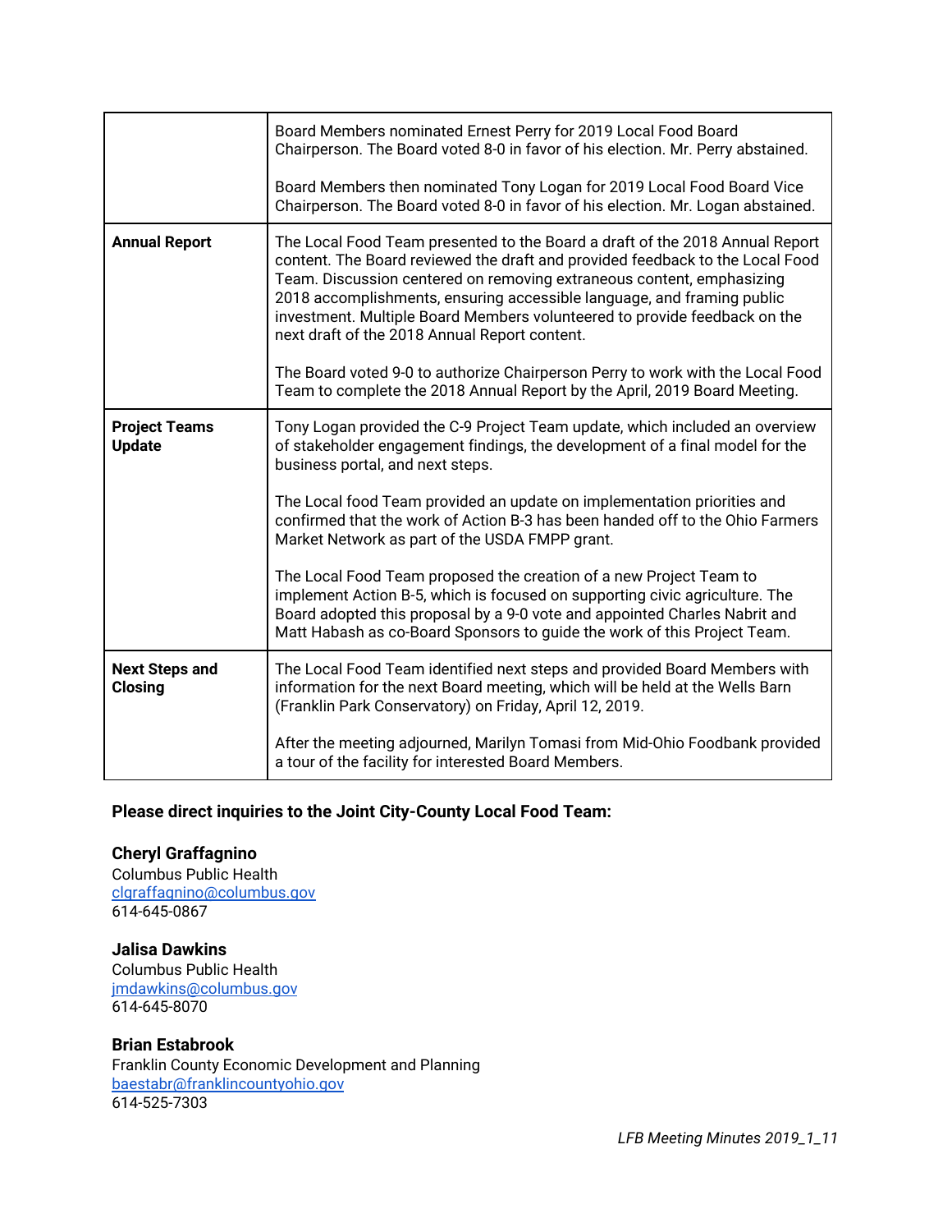| | |
|---|---|
| | Board Members nominated Ernest Perry for 2019 Local Food Board Chairperson. The Board voted 8-0 in favor of his election. Mr. Perry abstained.<br><br>Board Members then nominated Tony Logan for 2019 Local Food Board Vice Chairperson. The Board voted 8-0 in favor of his election. Mr. Logan abstained. |
| **Annual Report** | The Local Food Team presented to the Board a draft of the 2018 Annual Report content. The Board reviewed the draft and provided feedback to the Local Food Team. Discussion centered on removing extraneous content, emphasizing 2018 accomplishments, ensuring accessible language, and framing public investment. Multiple Board Members volunteered to provide feedback on the next draft of the 2018 Annual Report content.<br><br>The Board voted 9-0 to authorize Chairperson Perry to work with the Local Food Team to complete the 2018 Annual Report by the April, 2019 Board Meeting. |
| **Project Teams Update** | Tony Logan provided the C-9 Project Team update, which included an overview of stakeholder engagement findings, the development of a final model for the business portal, and next steps.<br><br>The Local food Team provided an update on implementation priorities and confirmed that the work of Action B-3 has been handed off to the Ohio Farmers Market Network as part of the USDA FMPP grant.<br><br>The Local Food Team proposed the creation of a new Project Team to implement Action B-5, which is focused on supporting civic agriculture. The Board adopted this proposal by a 9-0 vote and appointed Charles Nabrit and Matt Habash as co-Board Sponsors to guide the work of this Project Team. |
| **Next Steps and Closing** | The Local Food Team identified next steps and provided Board Members with information for the next Board meeting, which will be held at the Wells Barn (Franklin Park Conservatory) on Friday, April 12, 2019.<br><br>After the meeting adjourned, Marilyn Tomasi from Mid-Ohio Foodbank provided a tour of the facility for interested Board Members. |

**Please direct inquiries to the Joint City-County Local Food Team:**

**Cheryl Graffagnino**
Columbus Public Health
clgraffagnino@columbus.gov
614-645-0867

**Jalisa Dawkins**
Columbus Public Health
jmdawkins@columbus.gov
614-645-8070

**Brian Estabrook**
Franklin County Economic Development and Planning
baestabr@franklincountyohio.gov
614-525-7303

*LFB Meeting Minutes 2019_1_11*